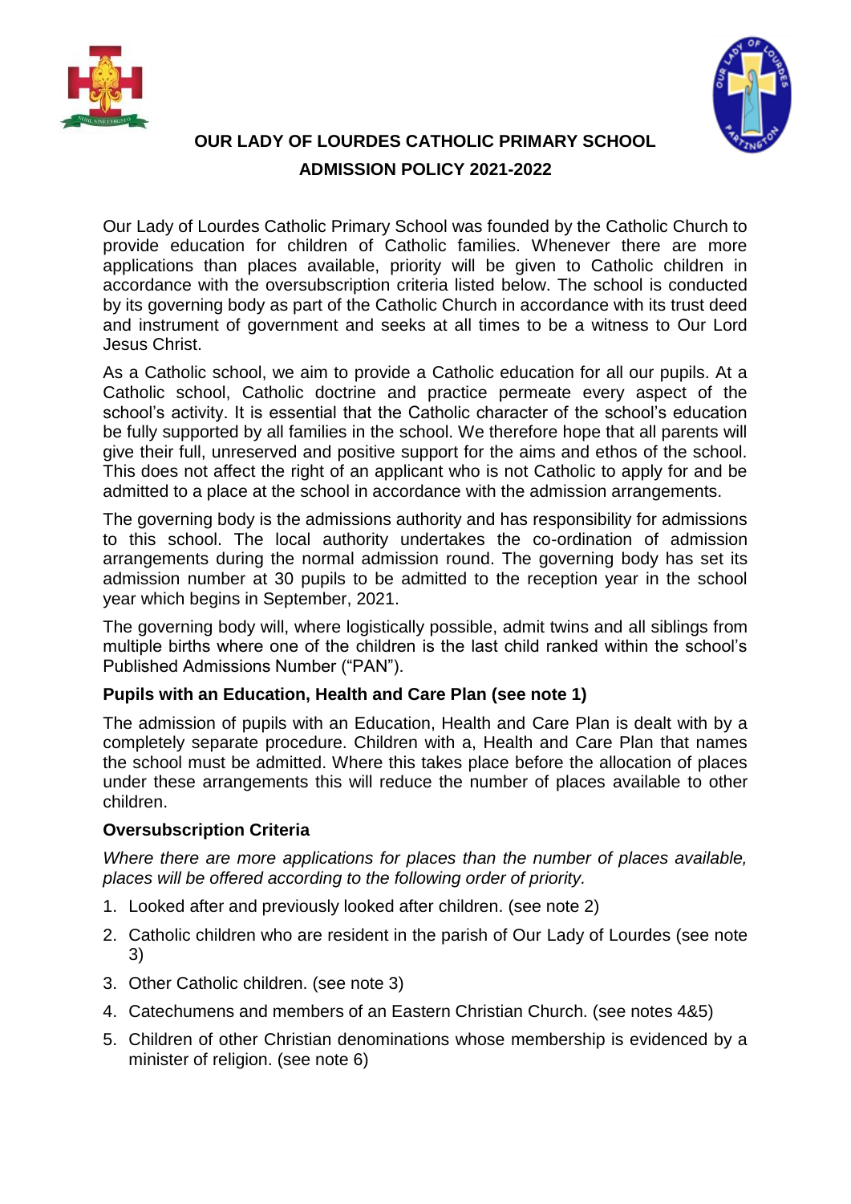# OUR LADY OF LOURDES CATHOLIC PRIMARY SCHOOL

## ADMISSION POLICY 2021-2022

Our Lady of Lourdes Catholic Primary School was founded by the Catholic Church to provide education for children of Catholic families. Whenever there are more applications than places available, priority will be given to Catholic children in accordance with the oversubscription criteria listed below. The school is conducted by its governing body as part of the Catholic Church in accordance with its trust deed and instrument of government and seeks at all times to be a witness to Our Lord Jesus Christ.

As a Catholic school, we aim to provide a Catholic education for all our pupils. At a Catholic school, Catholic doctrine and practice permeate every aspect of the school's activity. It is essential that the Catholic character of the school's education be fully supported by all families in the school. We therefore hope that all parents will give their full, unreserved and positive support for the aims and ethos of the school. This does not affect the right of an applicant who is not Catholic to apply for and be admitted to a place at the school in accordance with the admission arrangements.

The governing body is the admissions authority and has responsibility for admissions to this school. The local authority undertakes the co-ordination of admission arrangements during the normal admission round. The governing body has set its admission number at 30 pupils to be admitted to the reception year in the school year which begins in September, 2021.

The governing body will, where logistically possible, admit twins and all siblings from multiple births where one of the children is the last child ranked within the school's Published Admissions Number ("PAN").

### Pupils with an Education, Health and Care Plan (see note 1)

The admission of pupils with an Education, Health and Care Plan is dealt with by a completely separate procedure. Children with a, Health and Care Plan that names the school must be admitted. Where this takes place before the allocation of places under these arrangements this will reduce the number of places available to other children.

### Oversubscription Criteria

*Where there are more applications for places than the number of places available, places will be offered according to the following order of priority.*

1. Looked after and previously looked after children. (see note 2)
2. Catholic children who are resident in the parish of Our Lady of Lourdes (see note 3)
3. Other Catholic children. (see note 3)
4. Catechumens and members of an Eastern Christian Church. (see notes 4&5)
5. Children of other Christian denominations whose membership is evidenced by a minister of religion. (see note 6)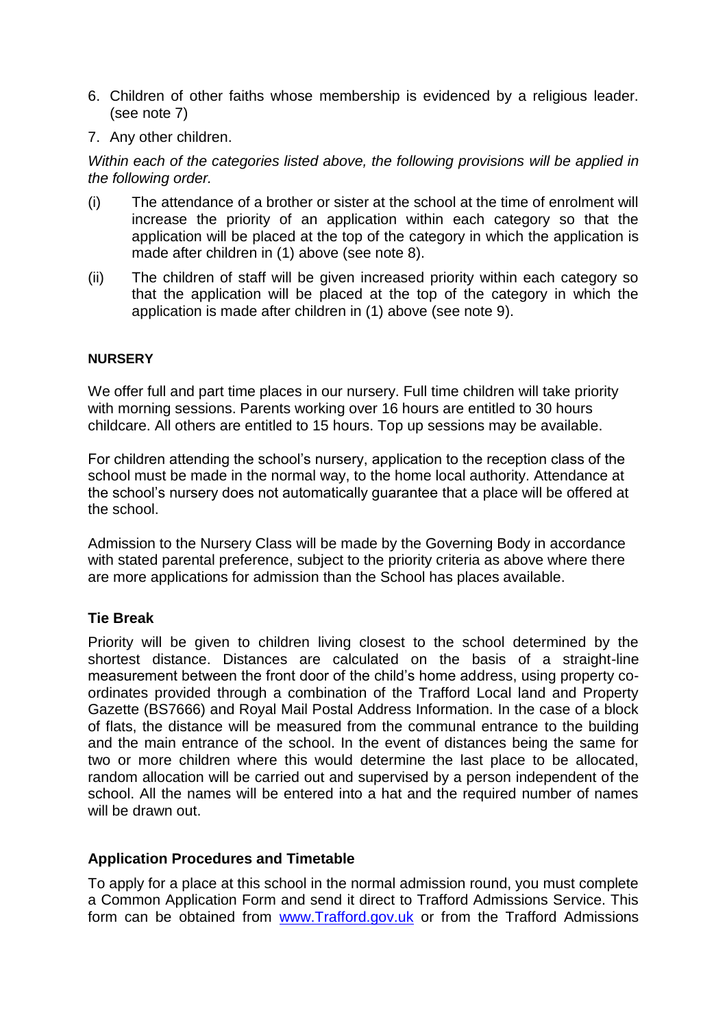6. Children of other faiths whose membership is evidenced by a religious leader. (see note 7)
7. Any other children.

*Within each of the categories listed above, the following provisions will be applied in the following order.*

(i) The attendance of a brother or sister at the school at the time of enrolment will increase the priority of an application within each category so that the application will be placed at the top of the category in which the application is made after children in (1) above (see note 8).

(ii) The children of staff will be given increased priority within each category so that the application will be placed at the top of the category in which the application is made after children in (1) above (see note 9).

**NURSERY**

We offer full and part time places in our nursery. Full time children will take priority with morning sessions. Parents working over 16 hours are entitled to 30 hours childcare. All others are entitled to 15 hours. Top up sessions may be available.

For children attending the school's nursery, application to the reception class of the school must be made in the normal way, to the home local authority. Attendance at the school's nursery does not automatically guarantee that a place will be offered at the school.

Admission to the Nursery Class will be made by the Governing Body in accordance with stated parental preference, subject to the priority criteria as above where there are more applications for admission than the School has places available.

**Tie Break**

Priority will be given to children living closest to the school determined by the shortest distance. Distances are calculated on the basis of a straight-line measurement between the front door of the child's home address, using property co-ordinates provided through a combination of the Trafford Local land and Property Gazette (BS7666) and Royal Mail Postal Address Information. In the case of a block of flats, the distance will be measured from the communal entrance to the building and the main entrance of the school. In the event of distances being the same for two or more children where this would determine the last place to be allocated, random allocation will be carried out and supervised by a person independent of the school. All the names will be entered into a hat and the required number of names will be drawn out.

**Application Procedures and Timetable**

To apply for a place at this school in the normal admission round, you must complete a Common Application Form and send it direct to Trafford Admissions Service. This form can be obtained from [www.Trafford.gov.uk](www.Trafford.gov.uk) or from the Trafford Admissions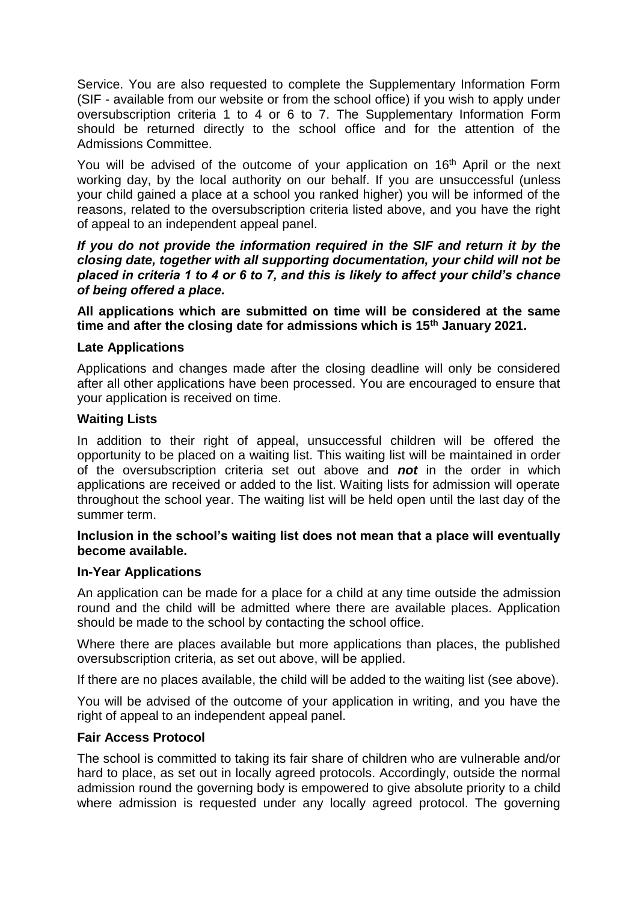Service. You are also requested to complete the Supplementary Information Form (SIF - available from our website or from the school office) if you wish to apply under oversubscription criteria 1 to 4 or 6 to 7. The Supplementary Information Form should be returned directly to the school office and for the attention of the Admissions Committee.

You will be advised of the outcome of your application on 16th April or the next working day, by the local authority on our behalf. If you are unsuccessful (unless your child gained a place at a school you ranked higher) you will be informed of the reasons, related to the oversubscription criteria listed above, and you have the right of appeal to an independent appeal panel.

***If you do not provide the information required in the SIF and return it by the closing date, together with all supporting documentation, your child will not be placed in criteria 1 to 4 or 6 to 7, and this is likely to affect your child's chance of being offered a place.***

**All applications which are submitted on time will be considered at the same time and after the closing date for admissions which is 15th January 2021.**

**Late Applications**

Applications and changes made after the closing deadline will only be considered after all other applications have been processed. You are encouraged to ensure that your application is received on time.

**Waiting Lists**

In addition to their right of appeal, unsuccessful children will be offered the opportunity to be placed on a waiting list. This waiting list will be maintained in order of the oversubscription criteria set out above and ***not*** in the order in which applications are received or added to the list. Waiting lists for admission will operate throughout the school year. The waiting list will be held open until the last day of the summer term.

**Inclusion in the school's waiting list does not mean that a place will eventually become available.**

**In-Year Applications**

An application can be made for a place for a child at any time outside the admission round and the child will be admitted where there are available places. Application should be made to the school by contacting the school office.

Where there are places available but more applications than places, the published oversubscription criteria, as set out above, will be applied.

If there are no places available, the child will be added to the waiting list (see above).

You will be advised of the outcome of your application in writing, and you have the right of appeal to an independent appeal panel.

**Fair Access Protocol**

The school is committed to taking its fair share of children who are vulnerable and/or hard to place, as set out in locally agreed protocols. Accordingly, outside the normal admission round the governing body is empowered to give absolute priority to a child where admission is requested under any locally agreed protocol. The governing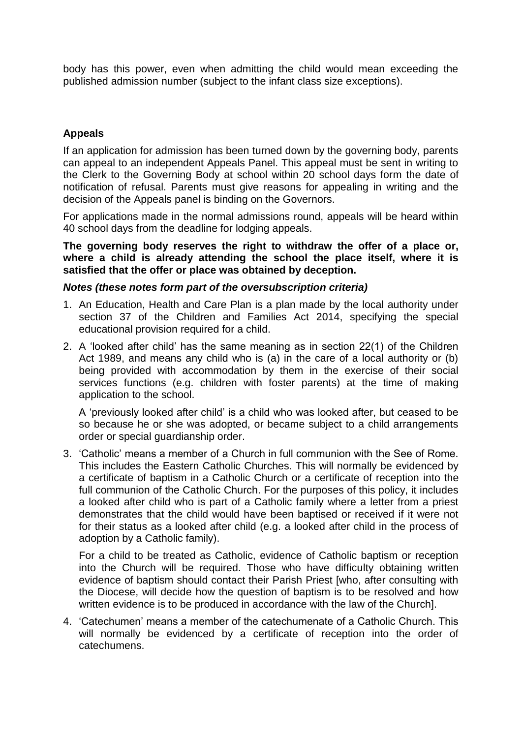body has this power, even when admitting the child would mean exceeding the published admission number (subject to the infant class size exceptions).

**Appeals**

If an application for admission has been turned down by the governing body, parents can appeal to an independent Appeals Panel. This appeal must be sent in writing to the Clerk to the Governing Body at school within 20 school days form the date of notification of refusal. Parents must give reasons for appealing in writing and the decision of the Appeals panel is binding on the Governors.

For applications made in the normal admissions round, appeals will be heard within 40 school days from the deadline for lodging appeals.

**The governing body reserves the right to withdraw the offer of a place or, where a child is already attending the school the place itself, where it is satisfied that the offer or place was obtained by deception.**

***Notes (these notes form part of the oversubscription criteria)***

1. An Education, Health and Care Plan is a plan made by the local authority under section 37 of the Children and Families Act 2014, specifying the special educational provision required for a child.
2. A 'looked after child' has the same meaning as in section 22(1) of the Children Act 1989, and means any child who is (a) in the care of a local authority or (b) being provided with accommodation by them in the exercise of their social services functions (e.g. children with foster parents) at the time of making application to the school.

   A 'previously looked after child' is a child who was looked after, but ceased to be so because he or she was adopted, or became subject to a child arrangements order or special guardianship order.
3. 'Catholic' means a member of a Church in full communion with the See of Rome. This includes the Eastern Catholic Churches. This will normally be evidenced by a certificate of baptism in a Catholic Church or a certificate of reception into the full communion of the Catholic Church. For the purposes of this policy, it includes a looked after child who is part of a Catholic family where a letter from a priest demonstrates that the child would have been baptised or received if it were not for their status as a looked after child (e.g. a looked after child in the process of adoption by a Catholic family).

   For a child to be treated as Catholic, evidence of Catholic baptism or reception into the Church will be required. Those who have difficulty obtaining written evidence of baptism should contact their Parish Priest [who, after consulting with the Diocese, will decide how the question of baptism is to be resolved and how written evidence is to be produced in accordance with the law of the Church].
4. 'Catechumen' means a member of the catechumenate of a Catholic Church. This will normally be evidenced by a certificate of reception into the order of catechumens.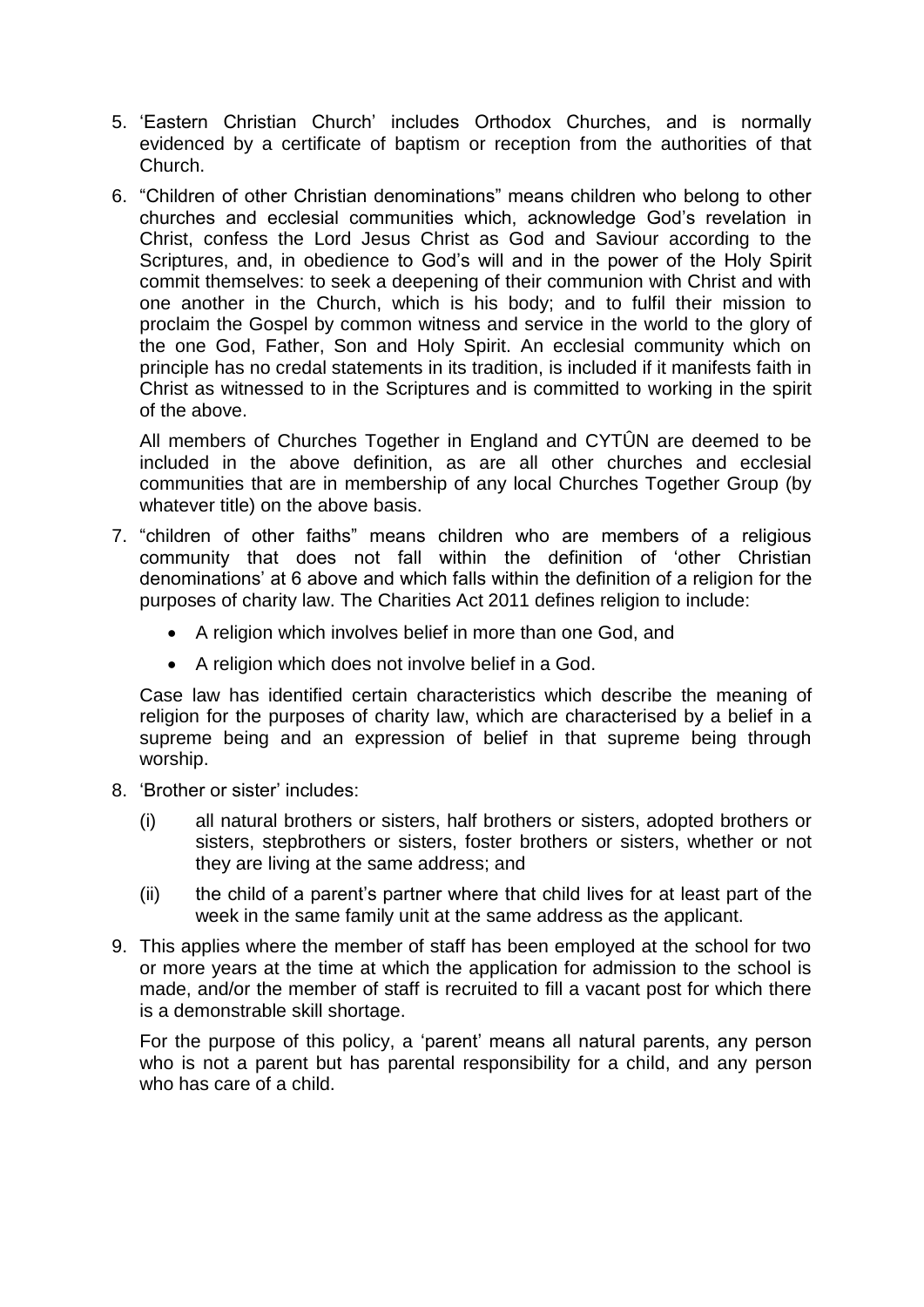5. 'Eastern Christian Church' includes Orthodox Churches, and is normally evidenced by a certificate of baptism or reception from the authorities of that Church.

6. "Children of other Christian denominations" means children who belong to other churches and ecclesial communities which, acknowledge God's revelation in Christ, confess the Lord Jesus Christ as God and Saviour according to the Scriptures, and, in obedience to God's will and in the power of the Holy Spirit commit themselves: to seek a deepening of their communion with Christ and with one another in the Church, which is his body; and to fulfil their mission to proclaim the Gospel by common witness and service in the world to the glory of the one God, Father, Son and Holy Spirit. An ecclesial community which on principle has no credal statements in its tradition, is included if it manifests faith in Christ as witnessed to in the Scriptures and is committed to working in the spirit of the above.

   All members of Churches Together in England and CYTÛN are deemed to be included in the above definition, as are all other churches and ecclesial communities that are in membership of any local Churches Together Group (by whatever title) on the above basis.

7. "children of other faiths" means children who are members of a religious community that does not fall within the definition of 'other Christian denominations' at 6 above and which falls within the definition of a religion for the purposes of charity law. The Charities Act 2011 defines religion to include:

   - A religion which involves belief in more than one God, and
   - A religion which does not involve belief in a God.

   Case law has identified certain characteristics which describe the meaning of religion for the purposes of charity law, which are characterised by a belief in a supreme being and an expression of belief in that supreme being through worship.

8. 'Brother or sister' includes:

   (i) all natural brothers or sisters, half brothers or sisters, adopted brothers or sisters, stepbrothers or sisters, foster brothers or sisters, whether or not they are living at the same address; and

   (ii) the child of a parent's partner where that child lives for at least part of the week in the same family unit at the same address as the applicant.

9. This applies where the member of staff has been employed at the school for two or more years at the time at which the application for admission to the school is made, and/or the member of staff is recruited to fill a vacant post for which there is a demonstrable skill shortage.

   For the purpose of this policy, a 'parent' means all natural parents, any person who is not a parent but has parental responsibility for a child, and any person who has care of a child.